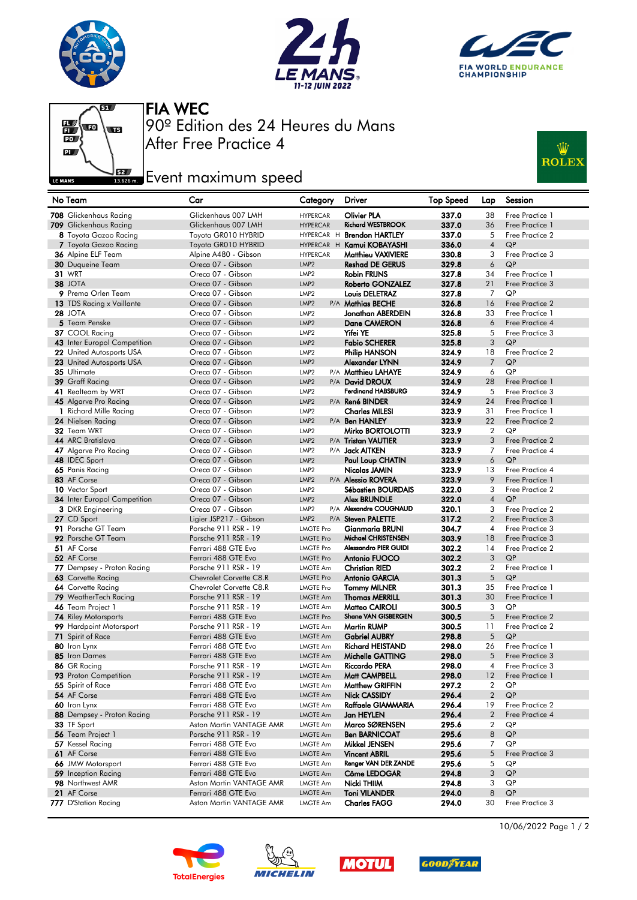# FIA WEC

90º Edition des 24 Heures du Mans

After Free Practice 4

## Event maximum speed

| No | Team | Car | Category | | Driver | Top Speed | Lap | Session |
|---|---|---|---|---|---|---|---|---|
| 708 | Glickenhaus Racing | Glickenhaus 007 LMH | HYPERCAR | | Olivier PLA | 337.0 | 38 | Free Practice 1 |
| 709 | Glickenhaus Racing | Glickenhaus 007 LMH | HYPERCAR | | Richard WESTBROOK | 337.0 | 36 | Free Practice 1 |
| 8 | Toyota Gazoo Racing | Toyota GR010 HYBRID | HYPERCAR | H | Brendon HARTLEY | 337.0 | 5 | Free Practice 2 |
| 7 | Toyota Gazoo Racing | Toyota GR010 HYBRID | HYPERCAR | H | Kamui KOBAYASHI | 336.0 | 4 | QP |
| 36 | Alpine ELF Team | Alpine A480 - Gibson | HYPERCAR | | Matthieu VAXIVIERE | 330.8 | 3 | Free Practice 3 |
| 30 | Duqueine Team | Oreca 07 - Gibson | LMP2 | | Reshad DE GERUS | 329.8 | 6 | QP |
| 31 | WRT | Oreca 07 - Gibson | LMP2 | | Robin FRIJNS | 327.8 | 34 | Free Practice 1 |
| 38 | JOTA | Oreca 07 - Gibson | LMP2 | | Roberto GONZALEZ | 327.8 | 21 | Free Practice 3 |
| 9 | Prema Orlen Team | Oreca 07 - Gibson | LMP2 | | Louis DELETRAZ | 327.8 | 7 | QP |
| 13 | TDS Racing x Vaillante | Oreca 07 - Gibson | LMP2 | P/A | Mathias BECHE | 326.8 | 16 | Free Practice 2 |
| 28 | JOTA | Oreca 07 - Gibson | LMP2 | | Jonathan ABERDEIN | 326.8 | 33 | Free Practice 1 |
| 5 | Team Penske | Oreca 07 - Gibson | LMP2 | | Dane CAMERON | 326.8 | 6 | Free Practice 4 |
| 37 | COOL Racing | Oreca 07 - Gibson | LMP2 | | Yifei YE | 325.8 | 5 | Free Practice 3 |
| 43 | Inter Europol Competition | Oreca 07 - Gibson | LMP2 | | Fabio SCHERER | 325.8 | 3 | QP |
| 22 | United Autosports USA | Oreca 07 - Gibson | LMP2 | | Philip HANSON | 324.9 | 18 | Free Practice 2 |
| 23 | United Autosports USA | Oreca 07 - Gibson | LMP2 | | Alexander LYNN | 324.9 | 7 | QP |
| 35 | Ultimate | Oreca 07 - Gibson | LMP2 | P/A | Matthieu LAHAYE | 324.9 | 6 | QP |
| 39 | Graff Racing | Oreca 07 - Gibson | LMP2 | P/A | David DROUX | 324.9 | 28 | Free Practice 1 |
| 41 | Realteam by WRT | Oreca 07 - Gibson | LMP2 | | Ferdinand HABSBURG | 324.9 | 5 | Free Practice 3 |
| 45 | Algarve Pro Racing | Oreca 07 - Gibson | LMP2 | P/A | René BINDER | 324.9 | 24 | Free Practice 1 |
| 1 | Richard Mille Racing | Oreca 07 - Gibson | LMP2 | | Charles MILESI | 323.9 | 31 | Free Practice 1 |
| 24 | Nielsen Racing | Oreca 07 - Gibson | LMP2 | P/A | Ben HANLEY | 323.9 | 22 | Free Practice 2 |
| 32 | Team WRT | Oreca 07 - Gibson | LMP2 | | Mirko BORTOLOTTI | 323.9 | 2 | QP |
| 44 | ARC Bratislava | Oreca 07 - Gibson | LMP2 | P/A | Tristan VAUTIER | 323.9 | 3 | Free Practice 2 |
| 47 | Algarve Pro Racing | Oreca 07 - Gibson | LMP2 | P/A | Jack AITKEN | 323.9 | 7 | Free Practice 4 |
| 48 | IDEC Sport | Oreca 07 - Gibson | LMP2 | | Paul Loup CHATIN | 323.9 | 6 | QP |
| 65 | Panis Racing | Oreca 07 - Gibson | LMP2 | | Nicolas JAMIN | 323.9 | 13 | Free Practice 4 |
| 83 | AF Corse | Oreca 07 - Gibson | LMP2 | P/A | Alessio ROVERA | 323.9 | 9 | Free Practice 1 |
| 10 | Vector Sport | Oreca 07 - Gibson | LMP2 | | Sébastien BOURDAIS | 322.0 | 3 | Free Practice 2 |
| 34 | Inter Europol Competition | Oreca 07 - Gibson | LMP2 | | Alex BRUNDLE | 322.0 | 4 | QP |
| 3 | DKR Engineering | Oreca 07 - Gibson | LMP2 | P/A | Alexandre COUGNAUD | 320.1 | 3 | Free Practice 2 |
| 27 | CD Sport | Ligier JSP217 - Gibson | LMP2 | P/A | Steven PALETTE | 317.2 | 2 | Free Practice 3 |
| 91 | Porsche GT Team | Porsche 911 RSR - 19 | LMGTE Pro | | Gianmaria BRUNI | 304.7 | 4 | Free Practice 3 |
| 92 | Porsche GT Team | Porsche 911 RSR - 19 | LMGTE Pro | | Michael CHRISTENSEN | 303.9 | 18 | Free Practice 3 |
| 51 | AF Corse | Ferrari 488 GTE Evo | LMGTE Pro | | Alessandro PIER GUIDI | 302.2 | 14 | Free Practice 2 |
| 52 | AF Corse | Ferrari 488 GTE Evo | LMGTE Pro | | Antonio FUOCO | 302.2 | 3 | QP |
| 77 | Dempsey - Proton Racing | Porsche 911 RSR - 19 | LMGTE Am | | Christian RIED | 302.2 | 2 | Free Practice 1 |
| 63 | Corvette Racing | Chevrolet Corvette C8.R | LMGTE Pro | | Antonio GARCIA | 301.3 | 5 | QP |
| 64 | Corvette Racing | Chevrolet Corvette C8.R | LMGTE Pro | | Tommy MILNER | 301.3 | 35 | Free Practice 1 |
| 79 | WeatherTech Racing | Porsche 911 RSR - 19 | LMGTE Am | | Thomas MERRILL | 301.3 | 30 | Free Practice 1 |
| 46 | Team Project 1 | Porsche 911 RSR - 19 | LMGTE Am | | Matteo CAIROLI | 300.5 | 3 | QP |
| 74 | Riley Motorsports | Ferrari 488 GTE Evo | LMGTE Pro | | Shane VAN GISBERGEN | 300.5 | 5 | Free Practice 2 |
| 99 | Hardpoint Motorsport | Porsche 911 RSR - 19 | LMGTE Am | | Martin RUMP | 300.5 | 11 | Free Practice 2 |
| 71 | Spirit of Race | Ferrari 488 GTE Evo | LMGTE Am | | Gabriel AUBRY | 298.8 | 5 | QP |
| 80 | Iron Lynx | Ferrari 488 GTE Evo | LMGTE Am | | Richard HEISTAND | 298.0 | 26 | Free Practice 1 |
| 85 | Iron Dames | Ferrari 488 GTE Evo | LMGTE Am | | Michelle GATTING | 298.0 | 5 | Free Practice 3 |
| 86 | GR Racing | Porsche 911 RSR - 19 | LMGTE Am | | Riccardo PERA | 298.0 | 4 | Free Practice 3 |
| 93 | Proton Competition | Porsche 911 RSR - 19 | LMGTE Am | | Matt CAMPBELL | 298.0 | 12 | Free Practice 1 |
| 55 | Spirit of Race | Ferrari 488 GTE Evo | LMGTE Am | | Matthew GRIFFIN | 297.2 | 2 | QP |
| 54 | AF Corse | Ferrari 488 GTE Evo | LMGTE Am | | Nick CASSIDY | 296.4 | 2 | QP |
| 60 | Iron Lynx | Ferrari 488 GTE Evo | LMGTE Am | | Raffaele GIAMMARIA | 296.4 | 19 | Free Practice 2 |
| 88 | Dempsey - Proton Racing | Porsche 911 RSR - 19 | LMGTE Am | | Jan HEYLEN | 296.4 | 2 | Free Practice 4 |
| 33 | TF Sport | Aston Martin VANTAGE AMR | LMGTE Am | | Marco SØRENSEN | 295.6 | 2 | QP |
| 56 | Team Project 1 | Porsche 911 RSR - 19 | LMGTE Am | | Ben BARNICOAT | 295.6 | 8 | QP |
| 57 | Kessel Racing | Ferrari 488 GTE Evo | LMGTE Am | | Mikkel JENSEN | 295.6 | 7 | QP |
| 61 | AF Corse | Ferrari 488 GTE Evo | LMGTE Am | | Vincent ABRIL | 295.6 | 5 | Free Practice 3 |
| 66 | JMW Motorsport | Ferrari 488 GTE Evo | LMGTE Am | | Renger VAN DER ZANDE | 295.6 | 5 | QP |
| 59 | Inception Racing | Ferrari 488 GTE Evo | LMGTE Am | | Côme LEDOGAR | 294.8 | 3 | QP |
| 98 | Northwest AMR | Aston Martin VANTAGE AMR | LMGTE Am | | Nicki THIIM | 294.8 | 3 | QP |
| 21 | AF Corse | Ferrari 488 GTE Evo | LMGTE Am | | Toni VILANDER | 294.0 | 8 | QP |
| 777 | D'Station Racing | Aston Martin VANTAGE AMR | LMGTE Am | | Charles FAGG | 294.0 | 30 | Free Practice 3 |

10/06/2022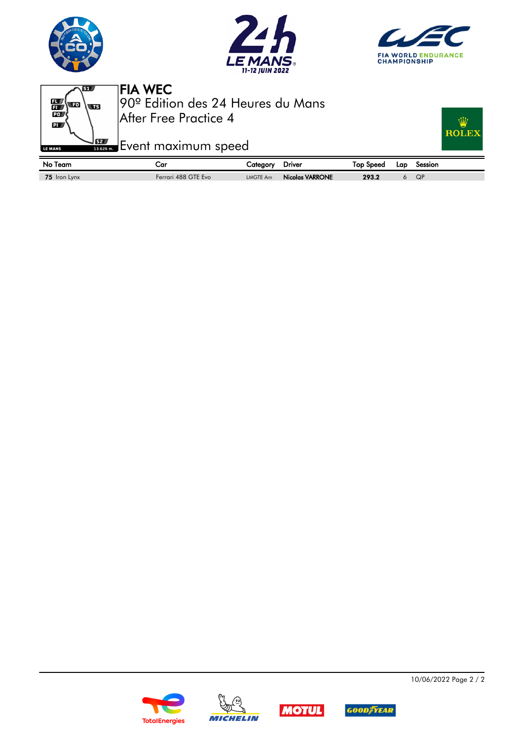# FIA WEC

90º Edition des 24 Heures du Mans

After Free Practice 4

## Event maximum speed

| No | Team | Car | Category | Driver | Top Speed | Lap | Session |
|---|---|---|---|---|---|---|---|
| **75** | Iron Lynx | Ferrari 488 GTE Evo | LMGTE Am | **Nicolas VARRONE** | **293.2** | 6 | QP |

10/06/2022